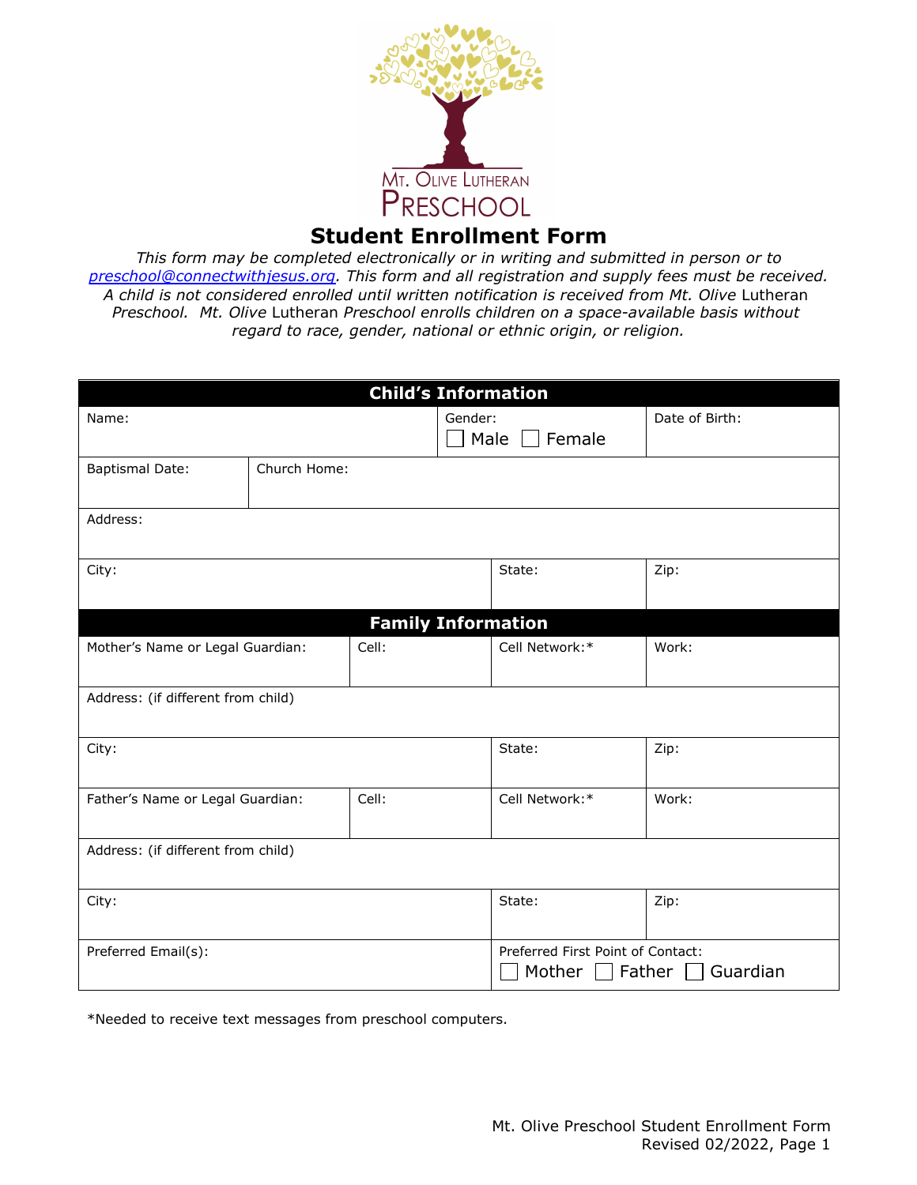MT. OLIVE LUTHERAN
PRESCHOOL

# Student Enrollment Form

*This form may be completed electronically or in writing and submitted in person or to preschool@connectwithjesus.org. This form and all registration and supply fees must be received. A child is not considered enrolled until written notification is received from Mt. Olive* Lutheran *Preschool. Mt. Olive* Lutheran *Preschool enrolls children on a space-available basis without regard to race, gender, national or ethnic origin, or religion.*

| Child's Information | | | | |
|---|---|---|---|---|
| Name: | | Gender: ☐ Male ☐ Female | | Date of Birth: |
| Baptismal Date: | Church Home: | | | |
| Address: | | | | |
| City: | | | State: | Zip: |

| Family Information | | | |
|---|---|---|---|
| Mother's Name or Legal Guardian: | Cell: | Cell Network:* | Work: |
| Address: (if different from child) | | | |
| City: | | State: | Zip: |
| Father's Name or Legal Guardian: | Cell: | Cell Network:* | Work: |
| Address: (if different from child) | | | |
| City: | | State: | Zip: |
| Preferred Email(s): | | Preferred First Point of Contact: ☐ Mother ☐ Father ☐ Guardian | |

*Needed to receive text messages from preschool computers.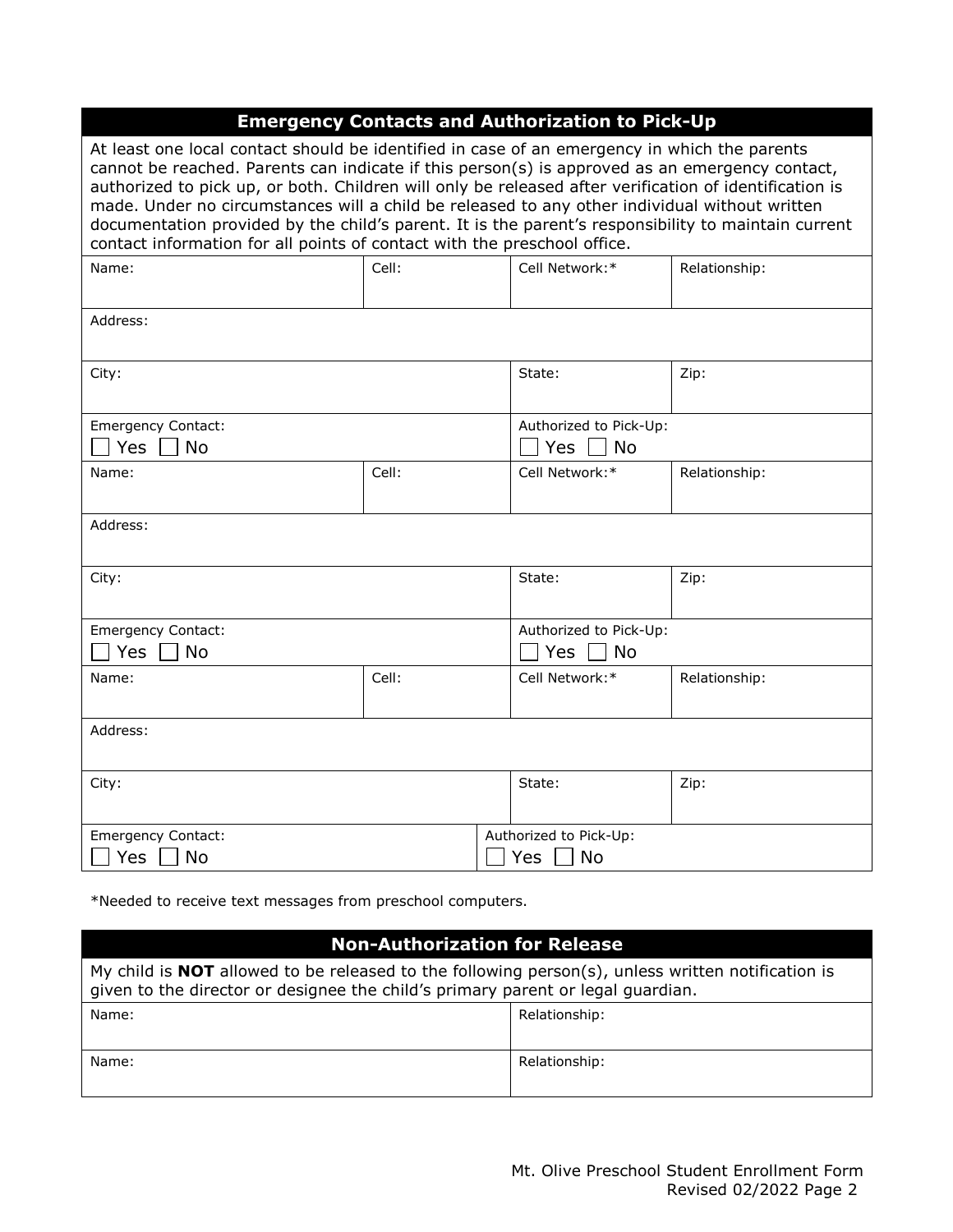## Emergency Contacts and Authorization to Pick-Up

At least one local contact should be identified in case of an emergency in which the parents cannot be reached. Parents can indicate if this person(s) is approved as an emergency contact, authorized to pick up, or both. Children will only be released after verification of identification is made. Under no circumstances will a child be released to any other individual without written documentation provided by the child's parent. It is the parent's responsibility to maintain current contact information for all points of contact with the preschool office.

| Name: | Cell: | Cell Network:* | Relationship: |
|---|---|---|---|
| Address: | | | |
| City: | | State: | Zip: |
| Emergency Contact: ☐ Yes ☐ No | | Authorized to Pick-Up: ☐ Yes ☐ No | |
| Name: | Cell: | Cell Network:* | Relationship: |
| Address: | | | |
| City: | | State: | Zip: |
| Emergency Contact: ☐ Yes ☐ No | | Authorized to Pick-Up: ☐ Yes ☐ No | |
| Name: | Cell: | Cell Network:* | Relationship: |
| Address: | | | |
| City: | | State: | Zip: |
| Emergency Contact: ☐ Yes ☐ No | | Authorized to Pick-Up: ☐ Yes ☐ No | |

*Needed to receive text messages from preschool computers.

## Non-Authorization for Release

My child is **NOT** allowed to be released to the following person(s), unless written notification is given to the director or designee the child's primary parent or legal guardian.

| Name: | Relationship: |
|---|---|
| Name: | Relationship: |

Mt. Olive Preschool Student Enrollment Form
Revised 02/2022 Page 2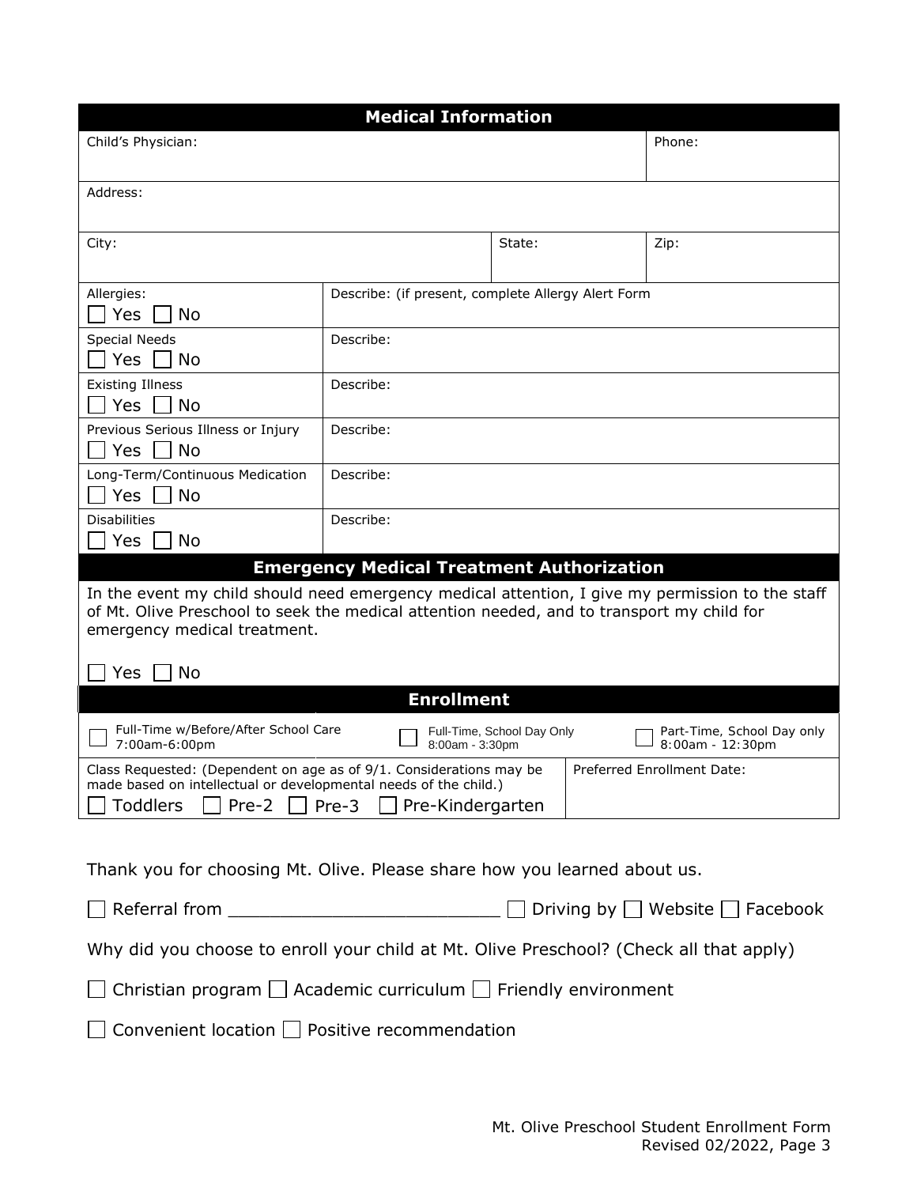## Medical Information

| Child's Physician: | | | Phone: |
|---|---|---|---|
| Address: | | | |
| City: | | State: | Zip: |

| | |
|---|---|
| Allergies: ☐ Yes ☐ No | Describe: (if present, complete Allergy Alert Form |
| Special Needs ☐ Yes ☐ No | Describe: |
| Existing Illness ☐ Yes ☐ No | Describe: |
| Previous Serious Illness or Injury ☐ Yes ☐ No | Describe: |
| Long-Term/Continuous Medication ☐ Yes ☐ No | Describe: |
| Disabilities ☐ Yes ☐ No | Describe: |

## Emergency Medical Treatment Authorization

In the event my child should need emergency medical attention, I give my permission to the staff of Mt. Olive Preschool to seek the medical attention needed, and to transport my child for emergency medical treatment.

☐ Yes ☐ No

## Enrollment

| | | |
|---|---|---|
| ☐ Full-Time w/Before/After School Care 7:00am-6:00pm | ☐ Full-Time, School Day Only 8:00am - 3:30pm | ☐ Part-Time, School Day only 8:00am - 12:30pm |

| Class Requested: (Dependent on age as of 9/1. Considerations may be made based on intellectual or developmental needs of the child.) ☐ Toddlers ☐ Pre-2 ☐ Pre-3 ☐ Pre-Kindergarten | Preferred Enrollment Date: |
|---|---|

Thank you for choosing Mt. Olive. Please share how you learned about us.

☐ Referral from ________________________ ☐ Driving by ☐ Website ☐ Facebook

Why did you choose to enroll your child at Mt. Olive Preschool? (Check all that apply)

☐ Christian program ☐ Academic curriculum ☐ Friendly environment

☐ Convenient location ☐ Positive recommendation

Mt. Olive Preschool Student Enrollment Form
Revised 02/2022, Page 3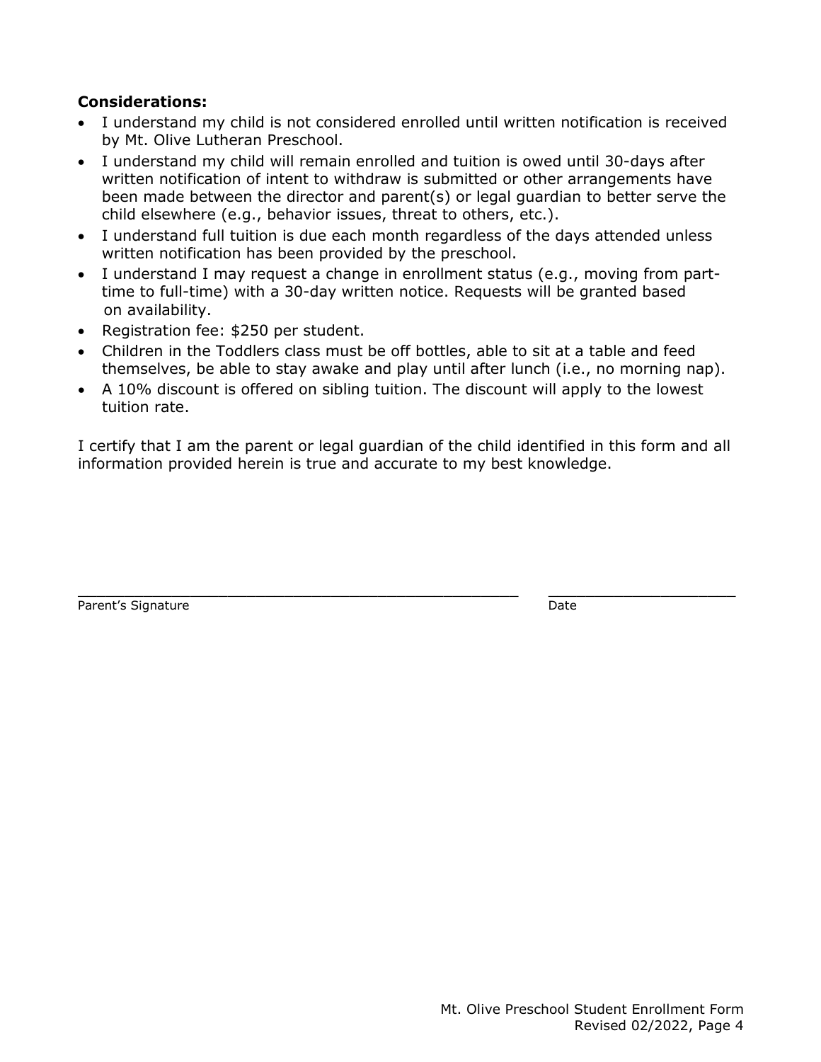**Considerations:**

- I understand my child is not considered enrolled until written notification is received by Mt. Olive Lutheran Preschool.
- I understand my child will remain enrolled and tuition is owed until 30-days after written notification of intent to withdraw is submitted or other arrangements have been made between the director and parent(s) or legal guardian to better serve the child elsewhere (e.g., behavior issues, threat to others, etc.).
- I understand full tuition is due each month regardless of the days attended unless written notification has been provided by the preschool.
- I understand I may request a change in enrollment status (e.g., moving from part-time to full-time) with a 30-day written notice. Requests will be granted based on availability.
- Registration fee: $250 per student.
- Children in the Toddlers class must be off bottles, able to sit at a table and feed themselves, be able to stay awake and play until after lunch (i.e., no morning nap).
- A 10% discount is offered on sibling tuition. The discount will apply to the lowest tuition rate.

I certify that I am the parent or legal guardian of the child identified in this form and all information provided herein is true and accurate to my best knowledge.

_____________________________________________ _____________________

Parent's Signature Date

Mt. Olive Preschool Student Enrollment Form
Revised 02/2022